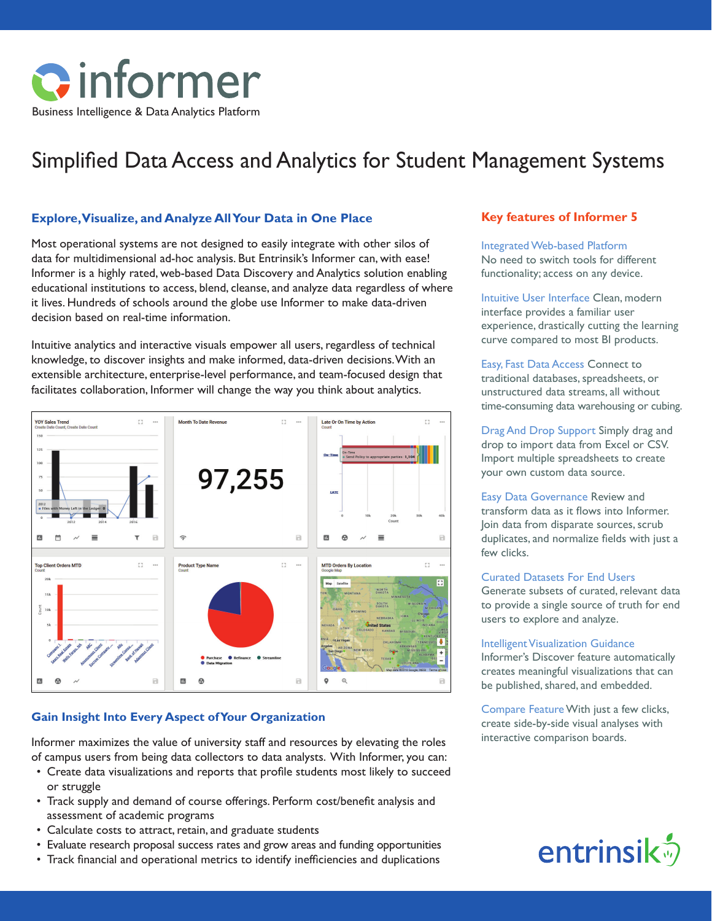# informer

Business Intelligence & Data Analytics Platform

# Simplified Data Access and Analytics for Student Management Systems

## Explore, Visualize, and Analyze All Your Data in One Place

Most operational systems are not designed to easily integrate with other silos of data for multidimensional ad-hoc analysis. But Entrinsik's Informer can, with ease! Informer is a highly rated, web-based Data Discovery and Analytics solution enabling educational institutions to access, blend, cleanse, and analyze data regardless of where it lives. Hundreds of schools around the globe use Informer to make data-driven decision based on real-time information.

Intuitive analytics and interactive visuals empower all users, regardless of technical knowledge, to discover insights and make informed, data-driven decisions. With an extensible architecture, enterprise-level performance, and team-focused design that facilitates collaboration, Informer will change the way you think about analytics.

## Gain Insight Into Every Aspect of Your Organization

Informer maximizes the value of university staff and resources by elevating the roles of campus users from being data collectors to data analysts. With Informer, you can:

- Create data visualizations and reports that profile students most likely to succeed or struggle
- Track supply and demand of course offerings. Perform cost/benefit analysis and assessment of academic programs
- Calculate costs to attract, retain, and graduate students
- Evaluate research proposal success rates and grow areas and funding opportunities
- Track financial and operational metrics to identify inefficiencies and duplications

## Key features of Informer 5

**Integrated Web-based Platform** No need to switch tools for different functionality; access on any device.

**Intuitive User Interface** Clean, modern interface provides a familiar user experience, drastically cutting the learning curve compared to most BI products.

**Easy, Fast Data Access** Connect to traditional databases, spreadsheets, or unstructured data streams, all without time-consuming data warehousing or cubing.

**Drag And Drop Support** Simply drag and drop to import data from Excel or CSV. Import multiple spreadsheets to create your own custom data source.

**Easy Data Governance** Review and transform data as it flows into Informer. Join data from disparate sources, scrub duplicates, and normalize fields with just a few clicks.

**Curated Datasets For End Users** Generate subsets of curated, relevant data to provide a single source of truth for end users to explore and analyze.

**Intelligent Visualization Guidance** Informer's Discover feature automatically creates meaningful visualizations that can be published, shared, and embedded.

**Compare Feature** With just a few clicks, create side-by-side visual analyses with interactive comparison boards.

entrinsik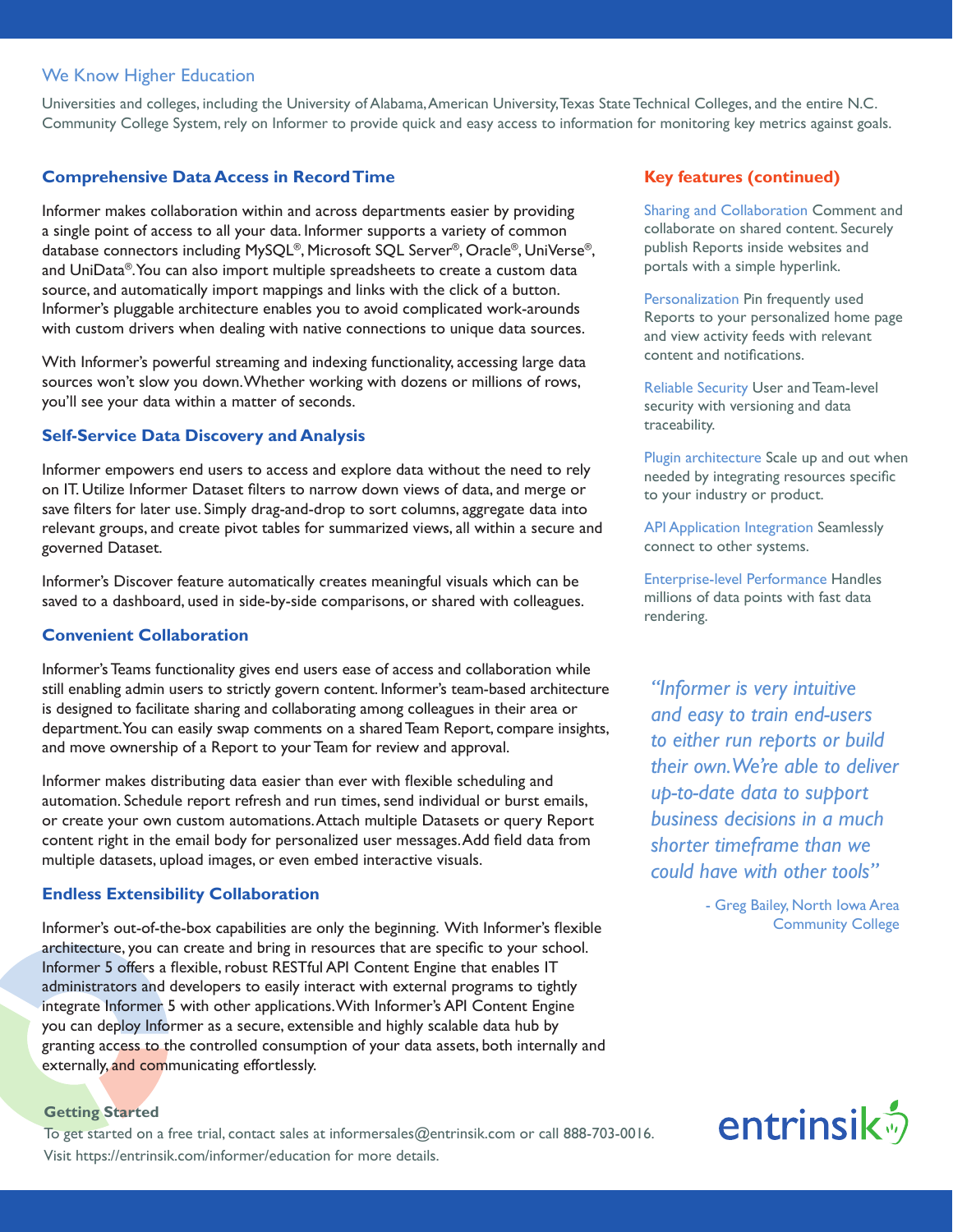## We Know Higher Education

Universities and colleges, including the University of Alabama, American University, Texas State Technical Colleges, and the entire N.C. Community College System, rely on Informer to provide quick and easy access to information for monitoring key metrics against goals.

### Comprehensive Data Access in Record Time

Informer makes collaboration within and across departments easier by providing a single point of access to all your data. Informer supports a variety of common database connectors including MySQL®, Microsoft SQL Server®, Oracle®, UniVerse®, and UniData®. You can also import multiple spreadsheets to create a custom data source, and automatically import mappings and links with the click of a button. Informer's pluggable architecture enables you to avoid complicated work-arounds with custom drivers when dealing with native connections to unique data sources.

With Informer's powerful streaming and indexing functionality, accessing large data sources won't slow you down. Whether working with dozens or millions of rows, you'll see your data within a matter of seconds.

### Self-Service Data Discovery and Analysis

Informer empowers end users to access and explore data without the need to rely on IT. Utilize Informer Dataset filters to narrow down views of data, and merge or save filters for later use. Simply drag-and-drop to sort columns, aggregate data into relevant groups, and create pivot tables for summarized views, all within a secure and governed Dataset.

Informer's Discover feature automatically creates meaningful visuals which can be saved to a dashboard, used in side-by-side comparisons, or shared with colleagues.

### Convenient Collaboration

Informer's Teams functionality gives end users ease of access and collaboration while still enabling admin users to strictly govern content. Informer's team-based architecture is designed to facilitate sharing and collaborating among colleagues in their area or department. You can easily swap comments on a shared Team Report, compare insights, and move ownership of a Report to your Team for review and approval.

Informer makes distributing data easier than ever with flexible scheduling and automation. Schedule report refresh and run times, send individual or burst emails, or create your own custom automations. Attach multiple Datasets or query Report content right in the email body for personalized user messages. Add field data from multiple datasets, upload images, or even embed interactive visuals.

### Endless Extensibility Collaboration

Informer's out-of-the-box capabilities are only the beginning. With Informer's flexible architecture, you can create and bring in resources that are specific to your school. Informer 5 offers a flexible, robust RESTful API Content Engine that enables IT administrators and developers to easily interact with external programs to tightly integrate Informer 5 with other applications. With Informer's API Content Engine you can deploy Informer as a secure, extensible and highly scalable data hub by granting access to the controlled consumption of your data assets, both internally and externally, and communicating effortlessly.

### Key features (continued)

**Sharing and Collaboration** Comment and collaborate on shared content. Securely publish Reports inside websites and portals with a simple hyperlink.

**Personalization** Pin frequently used Reports to your personalized home page and view activity feeds with relevant content and notifications.

**Reliable Security** User and Team-level security with versioning and data traceability.

**Plugin architecture** Scale up and out when needed by integrating resources specific to your industry or product.

**API Application Integration** Seamlessly connect to other systems.

**Enterprise-level Performance** Handles millions of data points with fast data rendering.

> *"Informer is very intuitive and easy to train end-users to either run reports or build their own. We're able to deliver up-to-date data to support business decisions in a much shorter timeframe than we could have with other tools"*
>
> \- Greg Bailey, North Iowa Area Community College

**Getting Started**

To get started on a free trial, contact sales at informersales@entrinsik.com or call 888-703-0016.
Visit https://entrinsik.com/informer/education for more details.

entrinsik